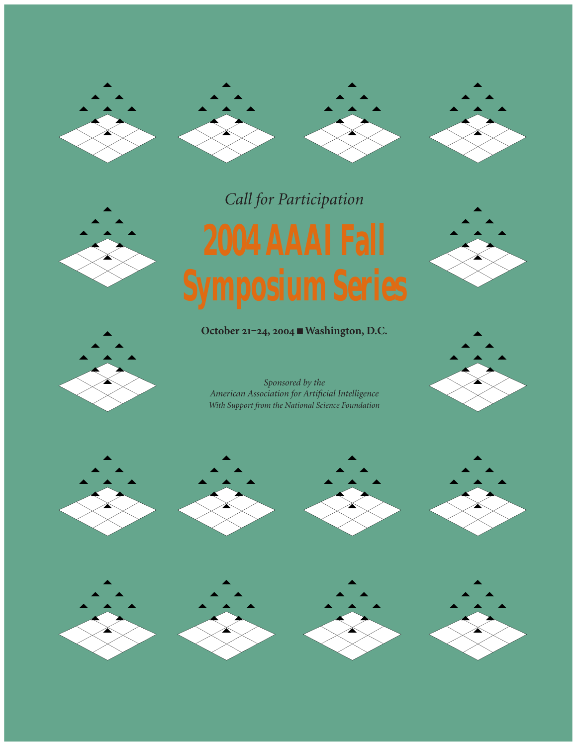*Call for Participation*

# 2004 AAAI Fall Symposium Series

**October 21–24, 2004 ■ Washington, D.C.**

*Sponsored by the*
*American Association for Artificial Intelligence*
*With Support from the National Science Foundation*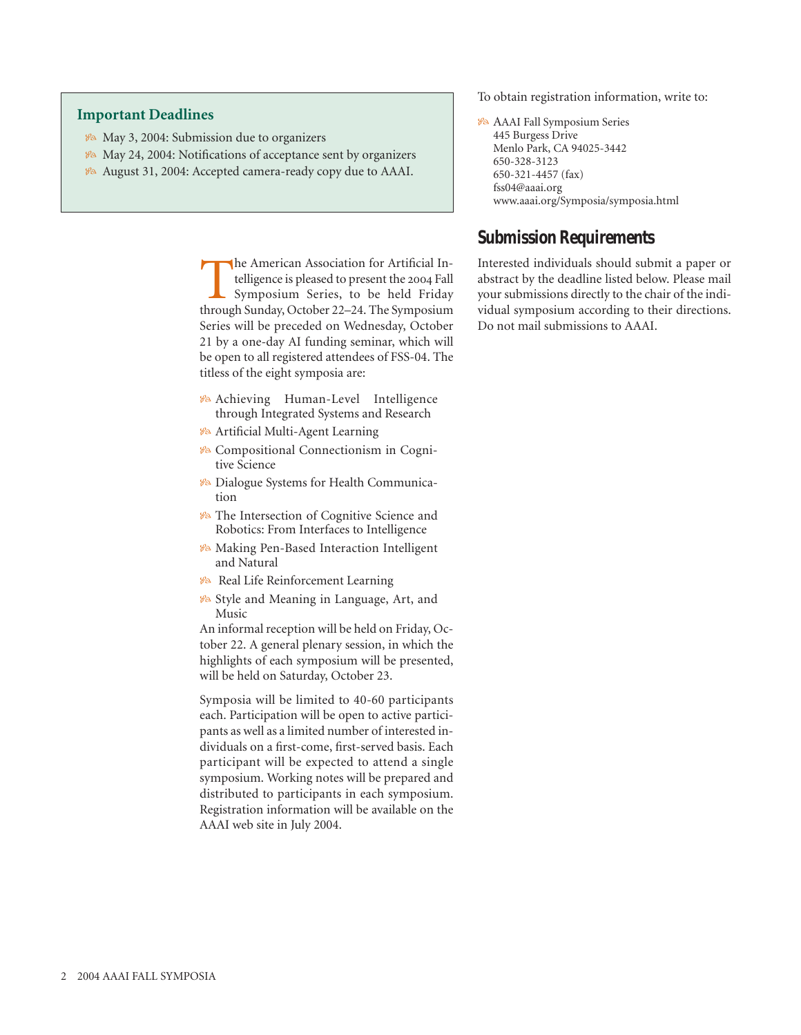## Important Deadlines

- May 3, 2004: Submission due to organizers
- May 24, 2004: Notifications of acceptance sent by organizers
- August 31, 2004: Accepted camera-ready copy due to AAAI.

The American Association for Artificial Intelligence is pleased to present the 2004 Fall Symposium Series, to be held Friday through Sunday, October 22–24. The Symposium Series will be preceded on Wednesday, October 21 by a one-day AI funding seminar, which will be open to all registered attendees of FSS-04. The titless of the eight symposia are:

- Achieving Human-Level Intelligence through Integrated Systems and Research
- Artificial Multi-Agent Learning
- Compositional Connectionism in Cognitive Science
- Dialogue Systems for Health Communication
- The Intersection of Cognitive Science and Robotics: From Interfaces to Intelligence
- Making Pen-Based Interaction Intelligent and Natural
- Real Life Reinforcement Learning
- Style and Meaning in Language, Art, and Music

An informal reception will be held on Friday, October 22. A general plenary session, in which the highlights of each symposium will be presented, will be held on Saturday, October 23.

Symposia will be limited to 40-60 participants each. Participation will be open to active participants as well as a limited number of interested individuals on a first-come, first-served basis. Each participant will be expected to attend a single symposium. Working notes will be prepared and distributed to participants in each symposium. Registration information will be available on the AAAI web site in July 2004.

To obtain registration information, write to:

- AAAI Fall Symposium Series
  445 Burgess Drive
  Menlo Park, CA 94025-3442
  650-328-3123
  650-321-4457 (fax)
  fss04@aaai.org
  www.aaai.org/Symposia/symposia.html

## Submission Requirements

Interested individuals should submit a paper or abstract by the deadline listed below. Please mail your submissions directly to the chair of the individual symposium according to their directions. Do not mail submissions to AAAI.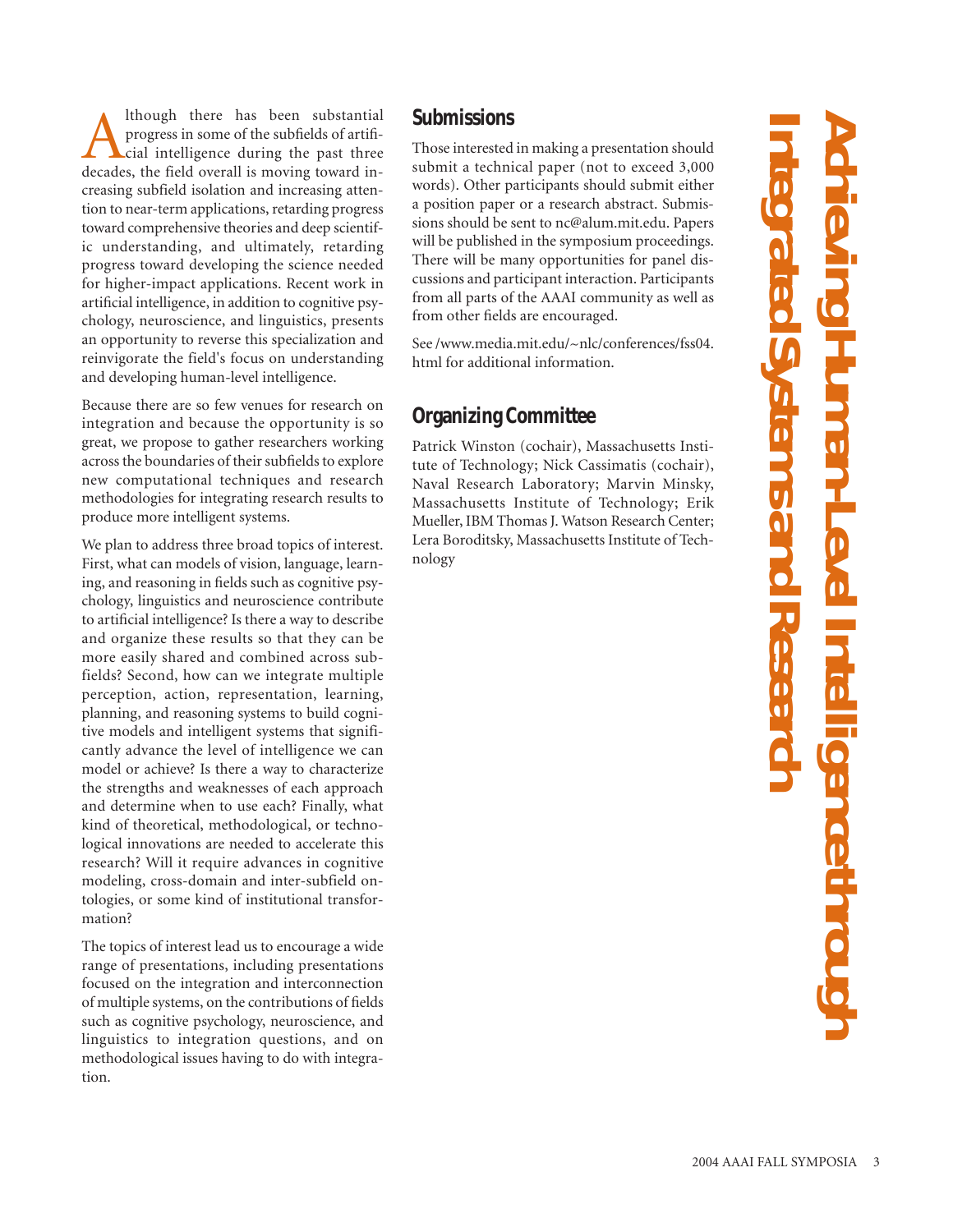# Achieving Human-Level Intelligence through Integrated Systems and Research

Although there has been substantial progress in some of the subfields of artificial intelligence during the past three decades, the field overall is moving toward increasing subfield isolation and increasing attention to near-term applications, retarding progress toward comprehensive theories and deep scientific understanding, and ultimately, retarding progress toward developing the science needed for higher-impact applications. Recent work in artificial intelligence, in addition to cognitive psychology, neuroscience, and linguistics, presents an opportunity to reverse this specialization and reinvigorate the field's focus on understanding and developing human-level intelligence.

Because there are so few venues for research on integration and because the opportunity is so great, we propose to gather researchers working across the boundaries of their subfields to explore new computational techniques and research methodologies for integrating research results to produce more intelligent systems.

We plan to address three broad topics of interest. First, what can models of vision, language, learning, and reasoning in fields such as cognitive psychology, linguistics and neuroscience contribute to artificial intelligence? Is there a way to describe and organize these results so that they can be more easily shared and combined across subfields? Second, how can we integrate multiple perception, action, representation, learning, planning, and reasoning systems to build cognitive models and intelligent systems that significantly advance the level of intelligence we can model or achieve? Is there a way to characterize the strengths and weaknesses of each approach and determine when to use each? Finally, what kind of theoretical, methodological, or technological innovations are needed to accelerate this research? Will it require advances in cognitive modeling, cross-domain and inter-subfield ontologies, or some kind of institutional transformation?

The topics of interest lead us to encourage a wide range of presentations, including presentations focused on the integration and interconnection of multiple systems, on the contributions of fields such as cognitive psychology, neuroscience, and linguistics to integration questions, and on methodological issues having to do with integration.

## Submissions

Those interested in making a presentation should submit a technical paper (not to exceed 3,000 words). Other participants should submit either a position paper or a research abstract. Submissions should be sent to nc@alum.mit.edu. Papers will be published in the symposium proceedings. There will be many opportunities for panel discussions and participant interaction. Participants from all parts of the AAAI community as well as from other fields are encouraged.

See /www.media.mit.edu/~nlc/conferences/fss04.html for additional information.

## Organizing Committee

Patrick Winston (cochair), Massachusetts Institute of Technology; Nick Cassimatis (cochair), Naval Research Laboratory; Marvin Minsky, Massachusetts Institute of Technology; Erik Mueller, IBM Thomas J. Watson Research Center; Lera Boroditsky, Massachusetts Institute of Technology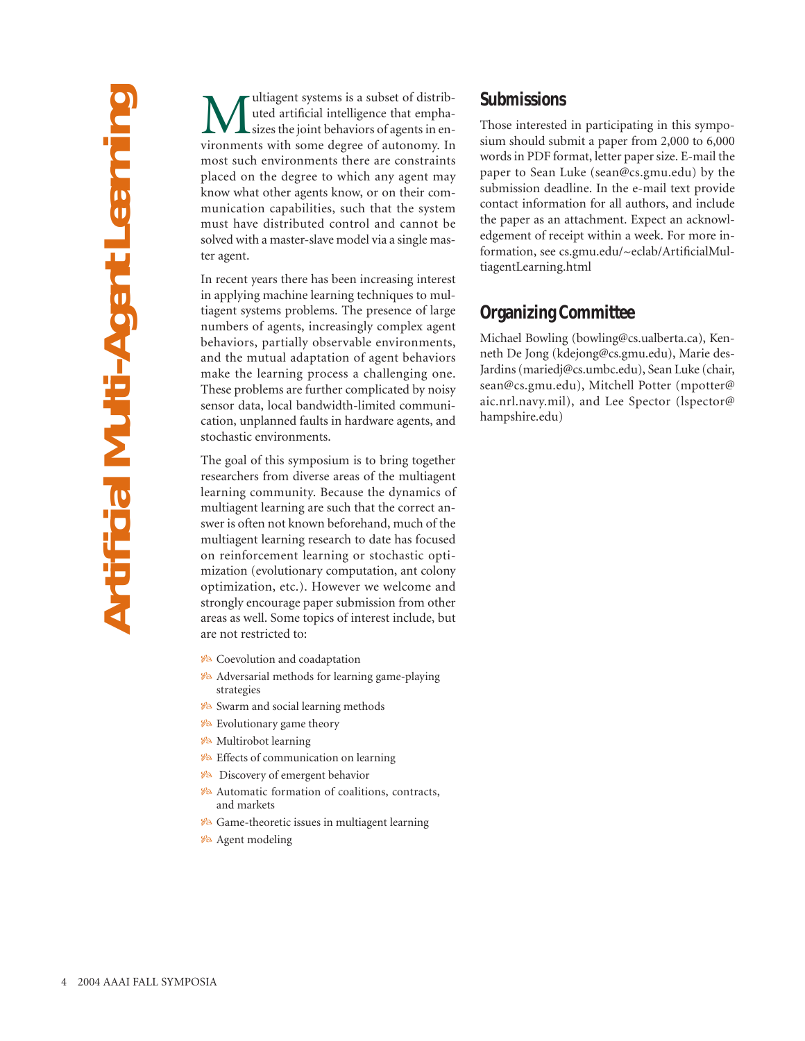# Artificial Multi-Agent Learning

Multiagent systems is a subset of distributed artificial intelligence that emphasizes the joint behaviors of agents in environments with some degree of autonomy. In most such environments there are constraints placed on the degree to which any agent may know what other agents know, or on their communication capabilities, such that the system must have distributed control and cannot be solved with a master-slave model via a single master agent.

In recent years there has been increasing interest in applying machine learning techniques to multiagent systems problems. The presence of large numbers of agents, increasingly complex agent behaviors, partially observable environments, and the mutual adaptation of agent behaviors make the learning process a challenging one. These problems are further complicated by noisy sensor data, local bandwidth-limited communication, unplanned faults in hardware agents, and stochastic environments.

The goal of this symposium is to bring together researchers from diverse areas of the multiagent learning community. Because the dynamics of multiagent learning are such that the correct answer is often not known beforehand, much of the multiagent learning research to date has focused on reinforcement learning or stochastic optimization (evolutionary computation, ant colony optimization, etc.). However we welcome and strongly encourage paper submission from other areas as well. Some topics of interest include, but are not restricted to:

- Coevolution and coadaptation
- Adversarial methods for learning game-playing strategies
- Swarm and social learning methods
- Evolutionary game theory
- Multirobot learning
- Effects of communication on learning
- Discovery of emergent behavior
- Automatic formation of coalitions, contracts, and markets
- Game-theoretic issues in multiagent learning
- Agent modeling

## Submissions

Those interested in participating in this symposium should submit a paper from 2,000 to 6,000 words in PDF format, letter paper size. E-mail the paper to Sean Luke (sean@cs.gmu.edu) by the submission deadline. In the e-mail text provide contact information for all authors, and include the paper as an attachment. Expect an acknowledgement of receipt within a week. For more information, see cs.gmu.edu/~eclab/ArtificialMultiagentLearning.html

## Organizing Committee

Michael Bowling (bowling@cs.ualberta.ca), Kenneth De Jong (kdejong@cs.gmu.edu), Marie desJardins (mariedj@cs.umbc.edu), Sean Luke (chair, sean@cs.gmu.edu), Mitchell Potter (mpotter@aic.nrl.navy.mil), and Lee Spector (lspector@hampshire.edu)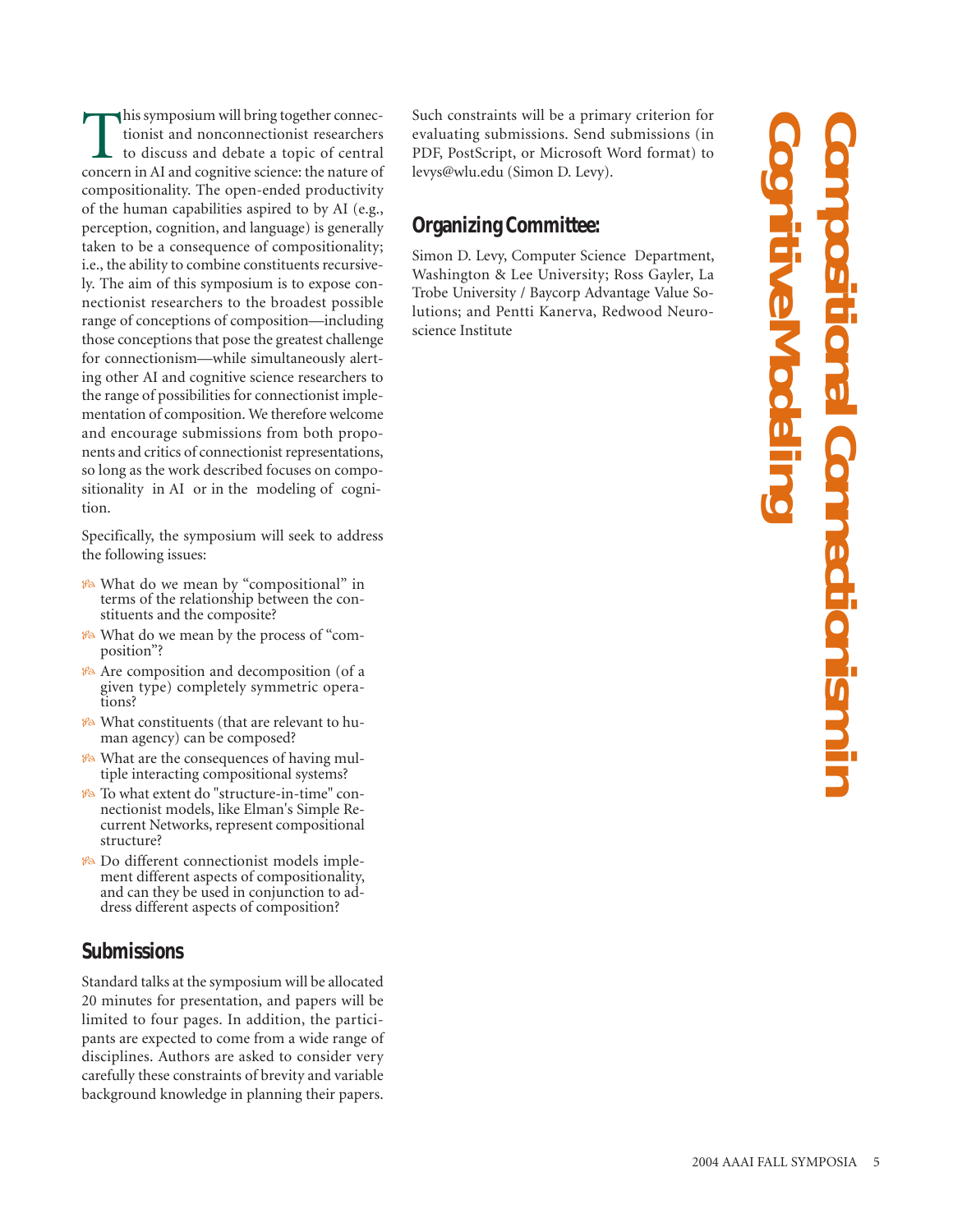# Compositional Connectionism in Cognitive Modeling

This symposium will bring together connectionist and nonconnectionist researchers to discuss and debate a topic of central concern in AI and cognitive science: the nature of compositionality. The open-ended productivity of the human capabilities aspired to by AI (e.g., perception, cognition, and language) is generally taken to be a consequence of compositionality; i.e., the ability to combine constituents recursively. The aim of this symposium is to expose connectionist researchers to the broadest possible range of conceptions of composition—including those conceptions that pose the greatest challenge for connectionism—while simultaneously alerting other AI and cognitive science researchers to the range of possibilities for connectionist implementation of composition. We therefore welcome and encourage submissions from both proponents and critics of connectionist representations, so long as the work described focuses on compositionality in AI or in the modeling of cognition.

Specifically, the symposium will seek to address the following issues:

- What do we mean by "compositional" in terms of the relationship between the constituents and the composite?
- What do we mean by the process of "composition"?
- Are composition and decomposition (of a given type) completely symmetric operations?
- What constituents (that are relevant to human agency) can be composed?
- What are the consequences of having multiple interacting compositional systems?
- To what extent do "structure-in-time" connectionist models, like Elman's Simple Recurrent Networks, represent compositional structure?
- Do different connectionist models implement different aspects of compositionality, and can they be used in conjunction to address different aspects of composition?

## Submissions

Standard talks at the symposium will be allocated 20 minutes for presentation, and papers will be limited to four pages. In addition, the participants are expected to come from a wide range of disciplines. Authors are asked to consider very carefully these constraints of brevity and variable background knowledge in planning their papers. Such constraints will be a primary criterion for evaluating submissions. Send submissions (in PDF, PostScript, or Microsoft Word format) to levys@wlu.edu (Simon D. Levy).

## Organizing Committee:

Simon D. Levy, Computer Science Department, Washington & Lee University; Ross Gayler, La Trobe University / Baycorp Advantage Value Solutions; and Pentti Kanerva, Redwood Neuroscience Institute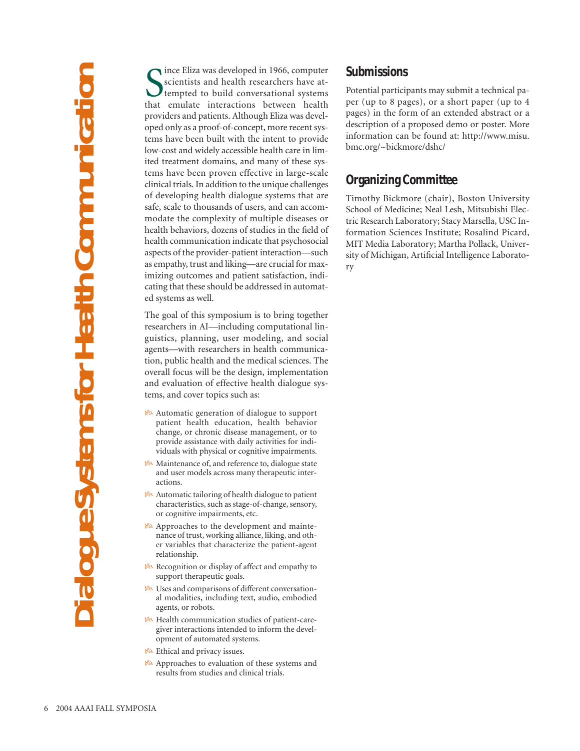# Dialogue Systems for Health Communication

Since Eliza was developed in 1966, computer scientists and health researchers have attempted to build conversational systems that emulate interactions between health providers and patients. Although Eliza was developed only as a proof-of-concept, more recent systems have been built with the intent to provide low-cost and widely accessible health care in limited treatment domains, and many of these systems have been proven effective in large-scale clinical trials. In addition to the unique challenges of developing health dialogue systems that are safe, scale to thousands of users, and can accommodate the complexity of multiple diseases or health behaviors, dozens of studies in the field of health communication indicate that psychosocial aspects of the provider-patient interaction—such as empathy, trust and liking—are crucial for maximizing outcomes and patient satisfaction, indicating that these should be addressed in automated systems as well.

The goal of this symposium is to bring together researchers in AI—including computational linguistics, planning, user modeling, and social agents—with researchers in health communication, public health and the medical sciences. The overall focus will be the design, implementation and evaluation of effective health dialogue systems, and cover topics such as:

- Automatic generation of dialogue to support patient health education, health behavior change, or chronic disease management, or to provide assistance with daily activities for individuals with physical or cognitive impairments.
- Maintenance of, and reference to, dialogue state and user models across many therapeutic interactions.
- Automatic tailoring of health dialogue to patient characteristics, such as stage-of-change, sensory, or cognitive impairments, etc.
- Approaches to the development and maintenance of trust, working alliance, liking, and other variables that characterize the patient-agent relationship.
- Recognition or display of affect and empathy to support therapeutic goals.
- Uses and comparisons of different conversational modalities, including text, audio, embodied agents, or robots.
- Health communication studies of patient-caregiver interactions intended to inform the development of automated systems.
- Ethical and privacy issues.
- Approaches to evaluation of these systems and results from studies and clinical trials.

## Submissions

Potential participants may submit a technical paper (up to 8 pages), or a short paper (up to 4 pages) in the form of an extended abstract or a description of a proposed demo or poster. More information can be found at: http://www.misu.bmc.org/~bickmore/dshc/

## Organizing Committee

Timothy Bickmore (chair), Boston University School of Medicine; Neal Lesh, Mitsubishi Electric Research Laboratory; Stacy Marsella, USC Information Sciences Institute; Rosalind Picard, MIT Media Laboratory; Martha Pollack, University of Michigan, Artificial Intelligence Laboratory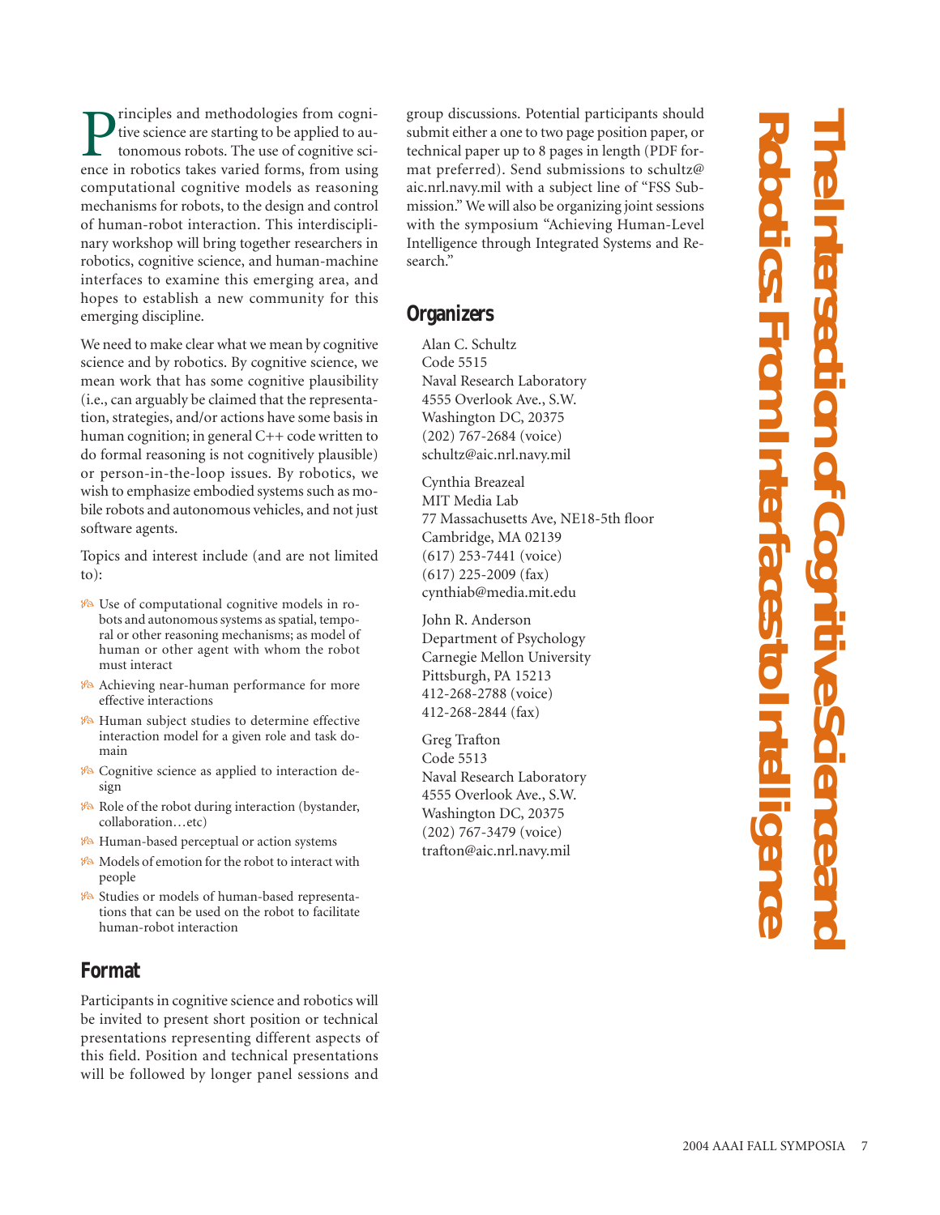# The Intersection of Cognitive Science and Robotics: From Interfaces to Intelligence

Principles and methodologies from cognitive science are starting to be applied to autonomous robots. The use of cognitive science in robotics takes varied forms, from using computational cognitive models as reasoning mechanisms for robots, to the design and control of human-robot interaction. This interdisciplinary workshop will bring together researchers in robotics, cognitive science, and human-machine interfaces to examine this emerging area, and hopes to establish a new community for this emerging discipline.

We need to make clear what we mean by cognitive science and by robotics. By cognitive science, we mean work that has some cognitive plausibility (i.e., can arguably be claimed that the representation, strategies, and/or actions have some basis in human cognition; in general C++ code written to do formal reasoning is not cognitively plausible) or person-in-the-loop issues. By robotics, we wish to emphasize embodied systems such as mobile robots and autonomous vehicles, and not just software agents.

Topics and interest include (and are not limited to):

- Use of computational cognitive models in robots and autonomous systems as spatial, temporal or other reasoning mechanisms; as model of human or other agent with whom the robot must interact
- Achieving near-human performance for more effective interactions
- Human subject studies to determine effective interaction model for a given role and task domain
- Cognitive science as applied to interaction design
- Role of the robot during interaction (bystander, collaboration…etc)
- Human-based perceptual or action systems
- Models of emotion for the robot to interact with people
- Studies or models of human-based representations that can be used on the robot to facilitate human-robot interaction

## Format

Participants in cognitive science and robotics will be invited to present short position or technical presentations representing different aspects of this field. Position and technical presentations will be followed by longer panel sessions and group discussions. Potential participants should submit either a one to two page position paper, or technical paper up to 8 pages in length (PDF format preferred). Send submissions to schultz@aic.nrl.navy.mil with a subject line of "FSS Submission." We will also be organizing joint sessions with the symposium "Achieving Human-Level Intelligence through Integrated Systems and Research."

## Organizers

Alan C. Schultz
Code 5515
Naval Research Laboratory
4555 Overlook Ave., S.W.
Washington DC, 20375
(202) 767-2684 (voice)
schultz@aic.nrl.navy.mil

Cynthia Breazeal
MIT Media Lab
77 Massachusetts Ave, NE18-5th floor
Cambridge, MA 02139
(617) 253-7441 (voice)
(617) 225-2009 (fax)
cynthiab@media.mit.edu

John R. Anderson
Department of Psychology
Carnegie Mellon University
Pittsburgh, PA 15213
412-268-2788 (voice)
412-268-2844 (fax)

Greg Trafton
Code 5513
Naval Research Laboratory
4555 Overlook Ave., S.W.
Washington DC, 20375
(202) 767-3479 (voice)
trafton@aic.nrl.navy.mil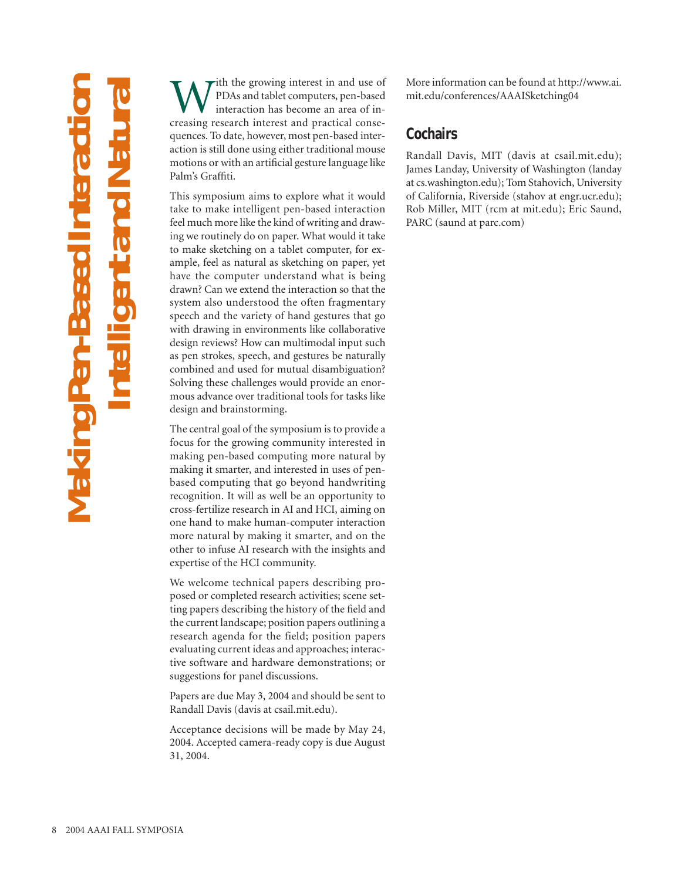# Making Pen-Based Interaction Intelligent and Natural

With the growing interest in and use of PDAs and tablet computers, pen-based interaction has become an area of increasing research interest and practical consequences. To date, however, most pen-based interaction is still done using either traditional mouse motions or with an artificial gesture language like Palm's Graffiti.

This symposium aims to explore what it would take to make intelligent pen-based interaction feel much more like the kind of writing and drawing we routinely do on paper. What would it take to make sketching on a tablet computer, for example, feel as natural as sketching on paper, yet have the computer understand what is being drawn? Can we extend the interaction so that the system also understood the often fragmentary speech and the variety of hand gestures that go with drawing in environments like collaborative design reviews? How can multimodal input such as pen strokes, speech, and gestures be naturally combined and used for mutual disambiguation? Solving these challenges would provide an enormous advance over traditional tools for tasks like design and brainstorming.

The central goal of the symposium is to provide a focus for the growing community interested in making pen-based computing more natural by making it smarter, and interested in uses of pen-based computing that go beyond handwriting recognition. It will as well be an opportunity to cross-fertilize research in AI and HCI, aiming on one hand to make human-computer interaction more natural by making it smarter, and on the other to infuse AI research with the insights and expertise of the HCI community.

We welcome technical papers describing proposed or completed research activities; scene setting papers describing the history of the field and the current landscape; position papers outlining a research agenda for the field; position papers evaluating current ideas and approaches; interactive software and hardware demonstrations; or suggestions for panel discussions.

Papers are due May 3, 2004 and should be sent to Randall Davis (davis at csail.mit.edu).

Acceptance decisions will be made by May 24, 2004. Accepted camera-ready copy is due August 31, 2004.

More information can be found at http://www.ai.mit.edu/conferences/AAAISketching04

## Cochairs

Randall Davis, MIT (davis at csail.mit.edu); James Landay, University of Washington (landay at cs.washington.edu); Tom Stahovich, University of California, Riverside (stahov at engr.ucr.edu); Rob Miller, MIT (rcm at mit.edu); Eric Saund, PARC (saund at parc.com)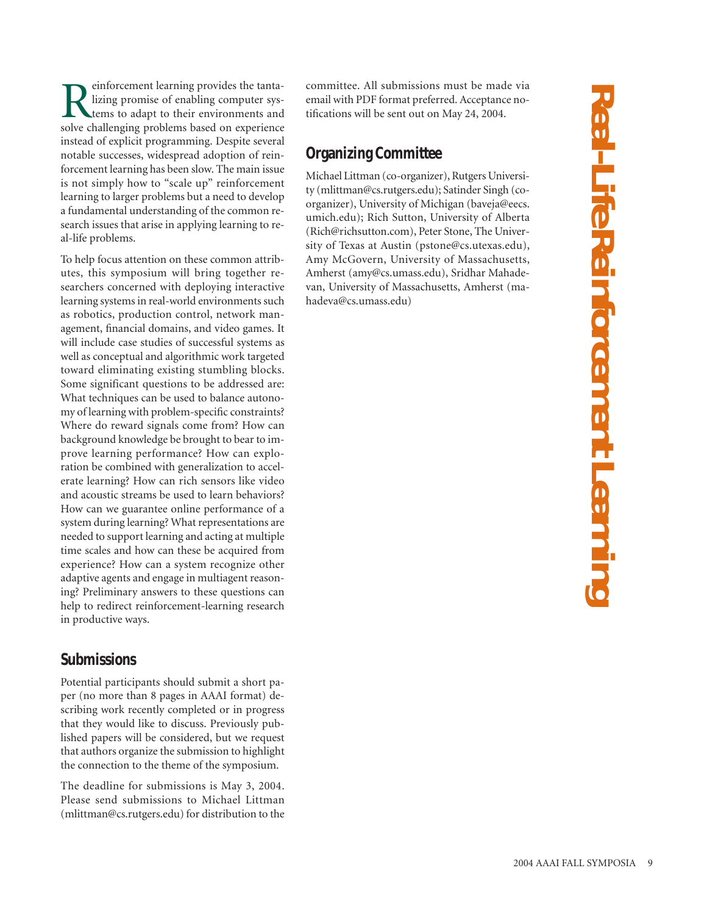// Real-Life Reinforcement Learning

Reinforcement learning provides the tantalizing promise of enabling computer systems to adapt to their environments and solve challenging problems based on experience instead of explicit programming. Despite several notable successes, widespread adoption of reinforcement learning has been slow. The main issue is not simply how to "scale up" reinforcement learning to larger problems but a need to develop a fundamental understanding of the common research issues that arise in applying learning to real-life problems.

To help focus attention on these common attributes, this symposium will bring together researchers concerned with deploying interactive learning systems in real-world environments such as robotics, production control, network management, financial domains, and video games. It will include case studies of successful systems as well as conceptual and algorithmic work targeted toward eliminating existing stumbling blocks. Some significant questions to be addressed are: What techniques can be used to balance autonomy of learning with problem-specific constraints? Where do reward signals come from? How can background knowledge be brought to bear to improve learning performance? How can exploration be combined with generalization to accelerate learning? How can rich sensors like video and acoustic streams be used to learn behaviors? How can we guarantee online performance of a system during learning? What representations are needed to support learning and acting at multiple time scales and how can these be acquired from experience? How can a system recognize other adaptive agents and engage in multiagent reasoning? Preliminary answers to these questions can help to redirect reinforcement-learning research in productive ways.

## Submissions

Potential participants should submit a short paper (no more than 8 pages in AAAI format) describing work recently completed or in progress that they would like to discuss. Previously published papers will be considered, but we request that authors organize the submission to highlight the connection to the theme of the symposium.

The deadline for submissions is May 3, 2004. Please send submissions to Michael Littman (mlittman@cs.rutgers.edu) for distribution to the committee. All submissions must be made via email with PDF format preferred. Acceptance notifications will be sent out on May 24, 2004.

## Organizing Committee

Michael Littman (co-organizer), Rutgers University (mlittman@cs.rutgers.edu); Satinder Singh (co-organizer), University of Michigan (baveja@eecs.umich.edu); Rich Sutton, University of Alberta (Rich@richsutton.com), Peter Stone, The University of Texas at Austin (pstone@cs.utexas.edu), Amy McGovern, University of Massachusetts, Amherst (amy@cs.umass.edu), Sridhar Mahadevan, University of Massachusetts, Amherst (mahadeva@cs.umass.edu)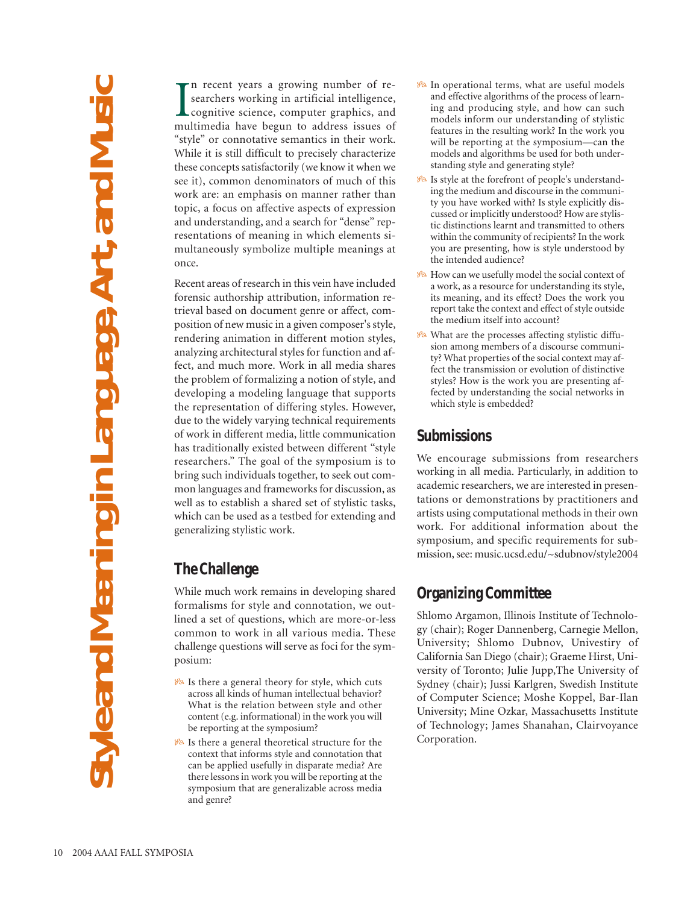# Style and Meaning in Language, Art, and Music

In recent years a growing number of researchers working in artificial intelligence, cognitive science, computer graphics, and multimedia have begun to address issues of "style" or connotative semantics in their work. While it is still difficult to precisely characterize these concepts satisfactorily (we know it when we see it), common denominators of much of this work are: an emphasis on manner rather than topic, a focus on affective aspects of expression and understanding, and a search for "dense" representations of meaning in which elements simultaneously symbolize multiple meanings at once.

Recent areas of research in this vein have included forensic authorship attribution, information retrieval based on document genre or affect, composition of new music in a given composer's style, rendering animation in different motion styles, analyzing architectural styles for function and affect, and much more. Work in all media shares the problem of formalizing a notion of style, and developing a modeling language that supports the representation of differing styles. However, due to the widely varying technical requirements of work in different media, little communication has traditionally existed between different "style researchers." The goal of the symposium is to bring such individuals together, to seek out common languages and frameworks for discussion, as well as to establish a shared set of stylistic tasks, which can be used as a testbed for extending and generalizing stylistic work.

## The Challenge

While much work remains in developing shared formalisms for style and connotation, we outlined a set of questions, which are more-or-less common to work in all various media. These challenge questions will serve as foci for the symposium:

- Is there a general theory for style, which cuts across all kinds of human intellectual behavior? What is the relation between style and other content (e.g. informational) in the work you will be reporting at the symposium?
- Is there a general theoretical structure for the context that informs style and connotation that can be applied usefully in disparate media? Are there lessons in work you will be reporting at the symposium that are generalizable across media and genre?
- In operational terms, what are useful models and effective algorithms of the process of learning and producing style, and how can such models inform our understanding of stylistic features in the resulting work? In the work you will be reporting at the symposium—can the models and algorithms be used for both understanding style and generating style?
- Is style at the forefront of people's understanding the medium and discourse in the community you have worked with? Is style explicitly discussed or implicitly understood? How are stylistic distinctions learnt and transmitted to others within the community of recipients? In the work you are presenting, how is style understood by the intended audience?
- How can we usefully model the social context of a work, as a resource for understanding its style, its meaning, and its effect? Does the work you report take the context and effect of style outside the medium itself into account?
- What are the processes affecting stylistic diffusion among members of a discourse community? What properties of the social context may affect the transmission or evolution of distinctive styles? How is the work you are presenting affected by understanding the social networks in which style is embedded?

## Submissions

We encourage submissions from researchers working in all media. Particularly, in addition to academic researchers, we are interested in presentations or demonstrations by practitioners and artists using computational methods in their own work. For additional information about the symposium, and specific requirements for submission, see: music.ucsd.edu/~sdubnov/style2004

## Organizing Committee

Shlomo Argamon, Illinois Institute of Technology (chair); Roger Dannenberg, Carnegie Mellon, University; Shlomo Dubnov, Univestiry of California San Diego (chair); Graeme Hirst, University of Toronto; Julie Jupp,The University of Sydney (chair); Jussi Karlgren, Swedish Institute of Computer Science; Moshe Koppel, Bar-Ilan University; Mine Ozkar, Massachusetts Institute of Technology; James Shanahan, Clairvoyance Corporation.